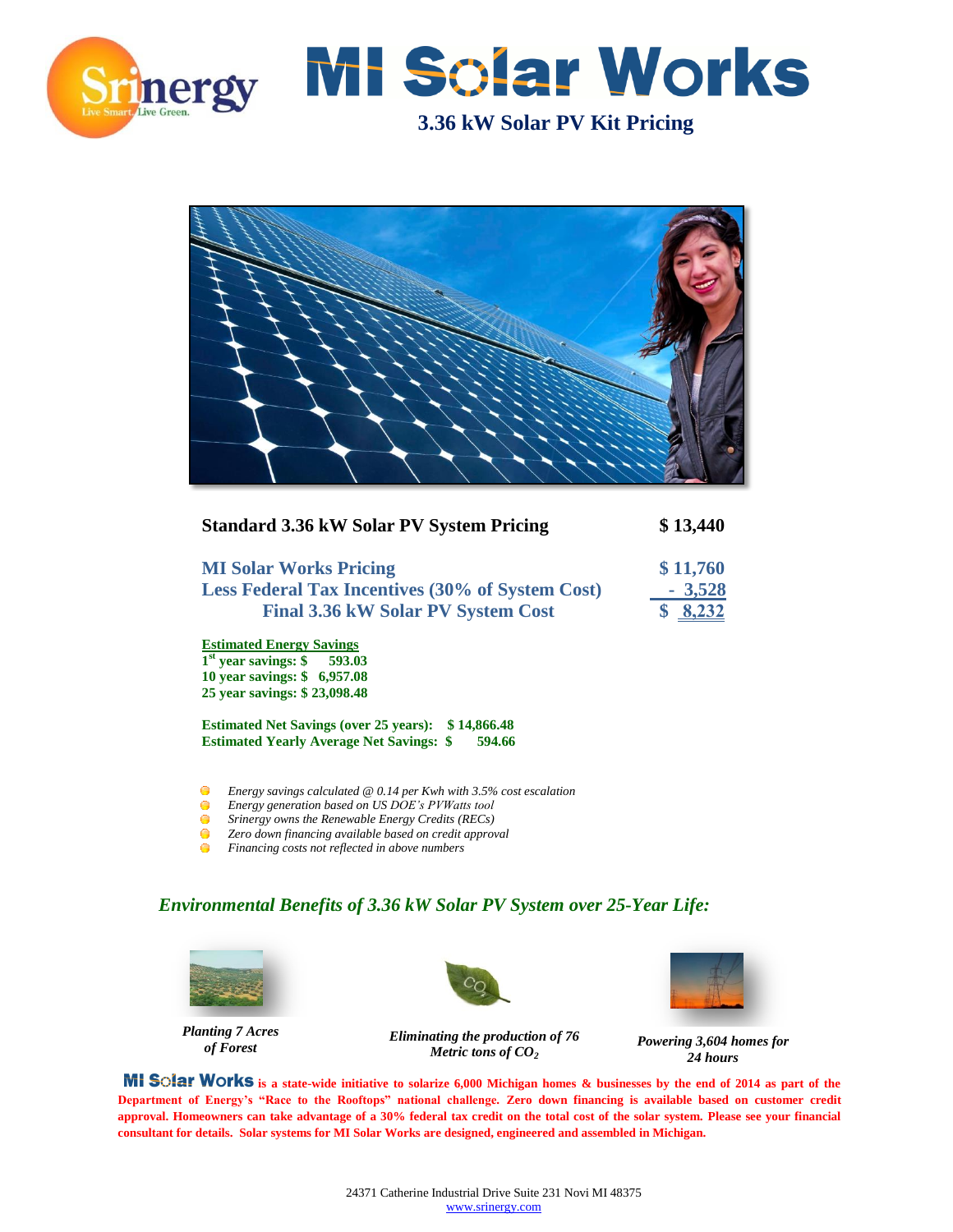# MI Solar Works

## 3.36 kW Solar PV Kit Pricing

| | |
|---|---|
| **Standard 3.36 kW Solar PV System Pricing** | **$ 13,440** |
| **MI Solar Works Pricing** | **$ 11,760** |
| **Less Federal Tax Incentives (30% of System Cost)** | **- 3,528** |
| **Final 3.36 kW Solar PV System Cost** | **$ 8,232** |

**Estimated Energy Savings**
**1st year savings: $ 593.03**
**10 year savings: $ 6,957.08**
**25 year savings: $ 23,098.48**

**Estimated Net Savings (over 25 years): $ 14,866.48**
**Estimated Yearly Average Net Savings: $ 594.66**

- *Energy savings calculated @ 0.14 per Kwh with 3.5% cost escalation*
- *Energy generation based on US DOE's PVWatts tool*
- *Srinergy owns the Renewable Energy Credits (RECs)*
- *Zero down financing available based on credit approval*
- *Financing costs not reflected in above numbers*

## *Environmental Benefits of 3.36 kW Solar PV System over 25-Year Life:*

***Planting 7 Acres of Forest***

***Eliminating the production of 76 Metric tons of $CO_2$***

***Powering 3,604 homes for 24 hours***

**MI Solar Works is a state-wide initiative to solarize 6,000 Michigan homes & businesses by the end of 2014 as part of the Department of Energy's "Race to the Rooftops" national challenge. Zero down financing is available based on customer credit approval. Homeowners can take advantage of a 30% federal tax credit on the total cost of the solar system. Please see your financial consultant for details. Solar systems for MI Solar Works are designed, engineered and assembled in Michigan.**

24371 Catherine Industrial Drive Suite 231 Novi MI 48375
www.srinergy.com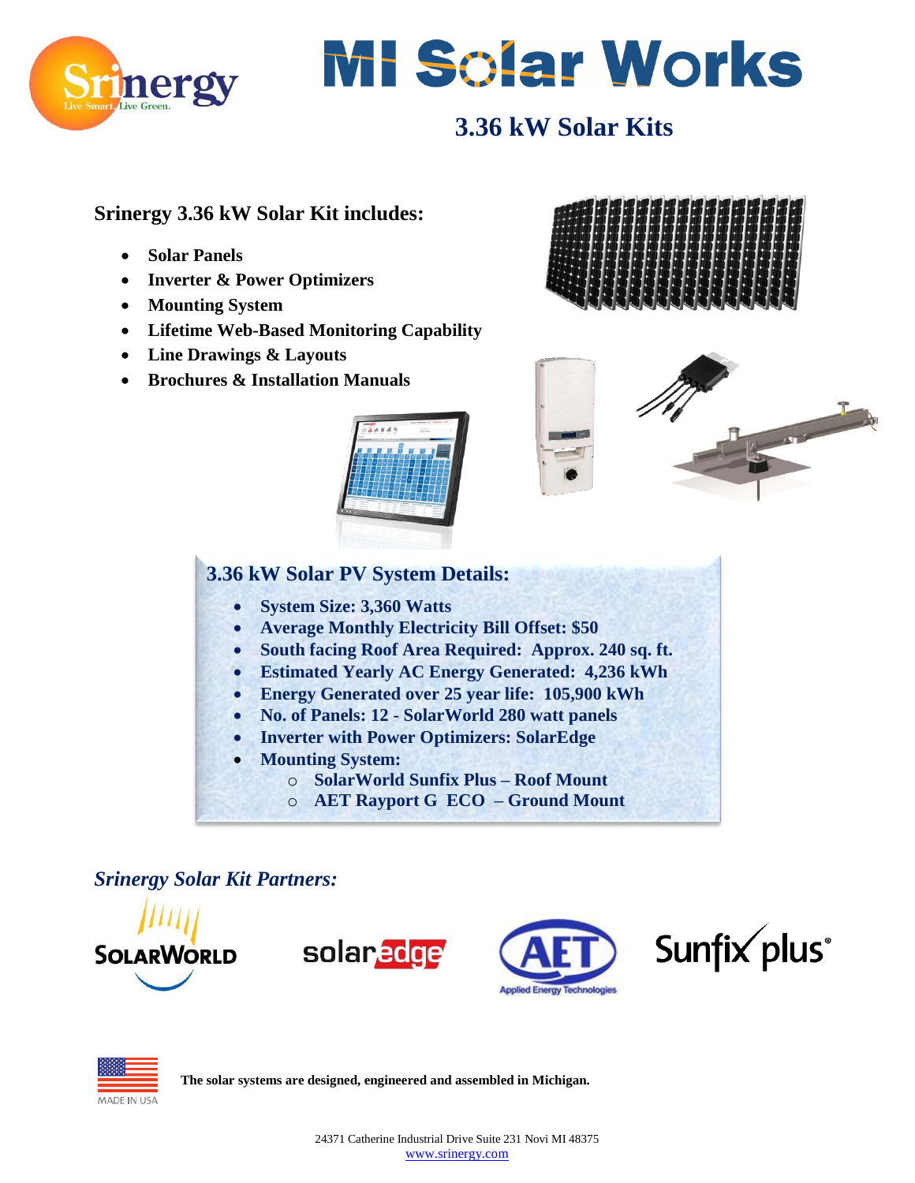# MI Solar Works

## 3.36 kW Solar Kits

### Srinergy 3.36 kW Solar Kit includes:

- **Solar Panels**
- **Inverter & Power Optimizers**
- **Mounting System**
- **Lifetime Web-Based Monitoring Capability**
- **Line Drawings & Layouts**
- **Brochures & Installation Manuals**

### 3.36 kW Solar PV System Details:

- **System Size: 3,360 Watts**
- **Average Monthly Electricity Bill Offset: $50**
- **South facing Roof Area Required: Approx. 240 sq. ft.**
- **Estimated Yearly AC Energy Generated: 4,236 kWh**
- **Energy Generated over 25 year life: 105,900 kWh**
- **No. of Panels: 12 - SolarWorld 280 watt panels**
- **Inverter with Power Optimizers: SolarEdge**
- **Mounting System:**
  - **SolarWorld Sunfix Plus – Roof Mount**
  - **AET Rayport G ECO – Ground Mount**

### *Srinergy Solar Kit Partners:*

SolarWorld | solaredge | AET Applied Energy Technologies | Sunfix plus

MADE IN USA

**The solar systems are designed, engineered and assembled in Michigan.**

24371 Catherine Industrial Drive Suite 231 Novi MI 48375
www.srinergy.com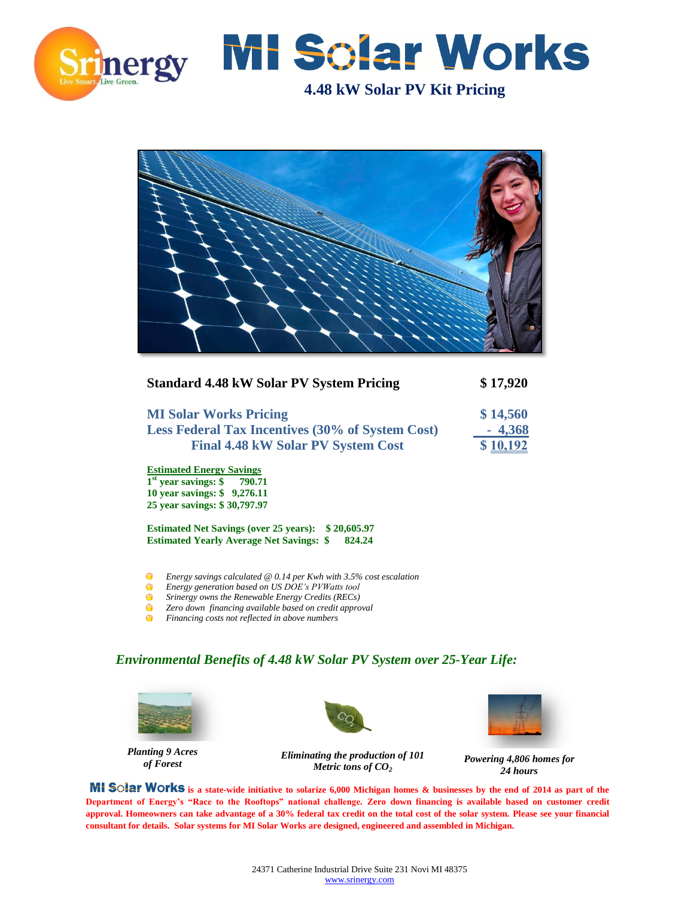# MI Solar Works

## 4.48 kW Solar PV Kit Pricing

| | |
|---|---|
| **Standard 4.48 kW Solar PV System Pricing** | **$ 17,920** |
| **MI Solar Works Pricing** | **$ 14,560** |
| **Less Federal Tax Incentives (30% of System Cost)** | **- 4,368** |
| **Final 4.48 kW Solar PV System Cost** | **$ 10,192** |

**Estimated Energy Savings**
**1st year savings: $ 790.71**
**10 year savings: $ 9,276.11**
**25 year savings: $ 30,797.97**

**Estimated Net Savings (over 25 years): $ 20,605.97**
**Estimated Yearly Average Net Savings: $ 824.24**

- *Energy savings calculated @ 0.14 per Kwh with 3.5% cost escalation*
- *Energy generation based on US DOE's PVWatts tool*
- *Srinergy owns the Renewable Energy Credits (RECs)*
- *Zero down financing available based on credit approval*
- *Financing costs not reflected in above numbers*

## *Environmental Benefits of 4.48 kW Solar PV System over 25-Year Life:*

***Planting 9 Acres of Forest***

***Eliminating the production of 101 Metric tons of $CO_2$***

***Powering 4,806 homes for 24 hours***

**MI Solar Works is a state-wide initiative to solarize 6,000 Michigan homes & businesses by the end of 2014 as part of the Department of Energy's "Race to the Rooftops" national challenge. Zero down financing is available based on customer credit approval. Homeowners can take advantage of a 30% federal tax credit on the total cost of the solar system. Please see your financial consultant for details. Solar systems for MI Solar Works are designed, engineered and assembled in Michigan.**

24371 Catherine Industrial Drive Suite 231 Novi MI 48375
www.srinergy.com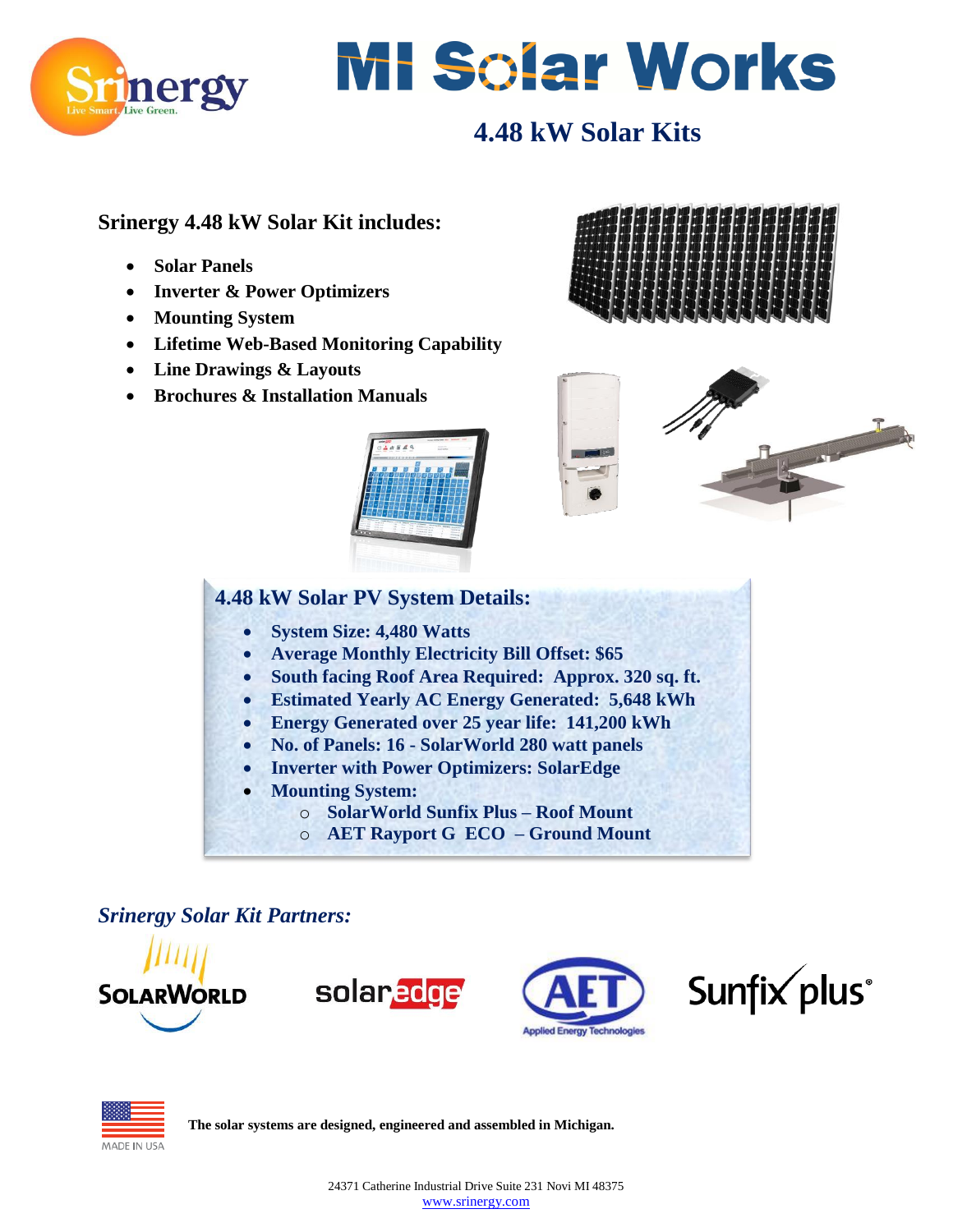# MI Solar Works

## 4.48 kW Solar Kits

### Srinergy 4.48 kW Solar Kit includes:

- **Solar Panels**
- **Inverter & Power Optimizers**
- **Mounting System**
- **Lifetime Web-Based Monitoring Capability**
- **Line Drawings & Layouts**
- **Brochures & Installation Manuals**

### 4.48 kW Solar PV System Details:

- **System Size: 4,480 Watts**
- **Average Monthly Electricity Bill Offset: $65**
- **South facing Roof Area Required: Approx. 320 sq. ft.**
- **Estimated Yearly AC Energy Generated: 5,648 kWh**
- **Energy Generated over 25 year life: 141,200 kWh**
- **No. of Panels: 16 - SolarWorld 280 watt panels**
- **Inverter with Power Optimizers: SolarEdge**
- **Mounting System:**
  - **SolarWorld Sunfix Plus – Roof Mount**
  - **AET Rayport G ECO – Ground Mount**

### *Srinergy Solar Kit Partners:*

SolarWorld | solaredge | AET Applied Energy Technologies | Sunfix plus

MADE IN USA

**The solar systems are designed, engineered and assembled in Michigan.**

24371 Catherine Industrial Drive Suite 231 Novi MI 48375
www.srinergy.com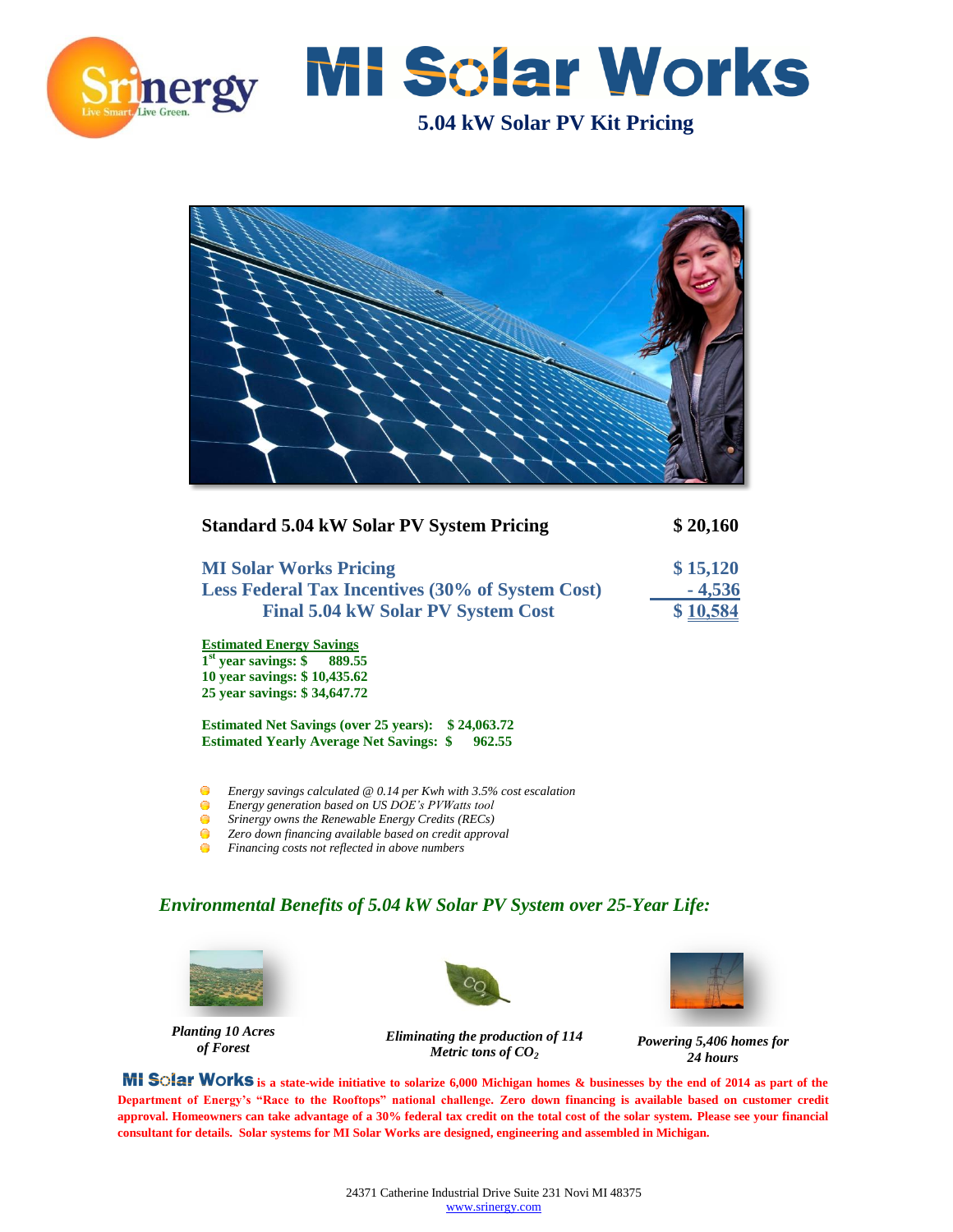# MI Solar Works

## 5.04 kW Solar PV Kit Pricing

| | |
|---|---|
| **Standard 5.04 kW Solar PV System Pricing** | **$ 20,160** |
| **MI Solar Works Pricing** | **$ 15,120** |
| **Less Federal Tax Incentives (30% of System Cost)** | **- 4,536** |
| **Final 5.04 kW Solar PV System Cost** | **$ 10,584** |

**Estimated Energy Savings**
**1st year savings: $ 889.55**
**10 year savings: $ 10,435.62**
**25 year savings: $ 34,647.72**

**Estimated Net Savings (over 25 years): $ 24,063.72**
**Estimated Yearly Average Net Savings: $ 962.55**

- *Energy savings calculated @ 0.14 per Kwh with 3.5% cost escalation*
- *Energy generation based on US DOE's PVWatts tool*
- *Srinergy owns the Renewable Energy Credits (RECs)*
- *Zero down financing available based on credit approval*
- *Financing costs not reflected in above numbers*

## *Environmental Benefits of 5.04 kW Solar PV System over 25-Year Life:*

***Planting 10 Acres of Forest***

***Eliminating the production of 114 Metric tons of $CO_2$***

***Powering 5,406 homes for 24 hours***

**MI Solar Works is a state-wide initiative to solarize 6,000 Michigan homes & businesses by the end of 2014 as part of the Department of Energy's "Race to the Rooftops" national challenge. Zero down financing is available based on customer credit approval. Homeowners can take advantage of a 30% federal tax credit on the total cost of the solar system. Please see your financial consultant for details. Solar systems for MI Solar Works are designed, engineering and assembled in Michigan.**

24371 Catherine Industrial Drive Suite 231 Novi MI 48375
www.srinergy.com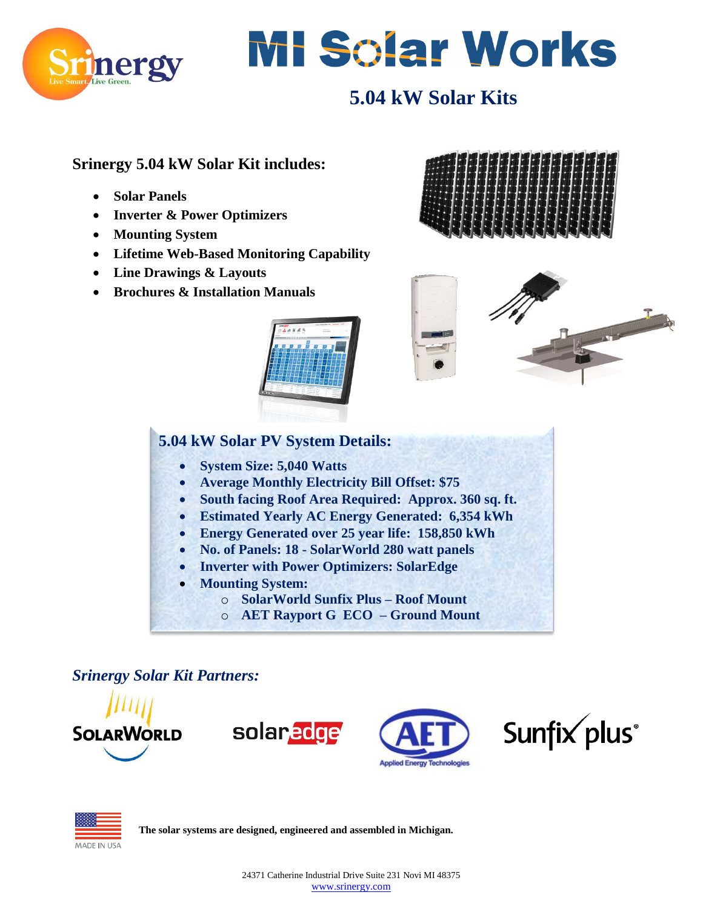# MI Solar Works

## 5.04 kW Solar Kits

### Srinergy 5.04 kW Solar Kit includes:

- **Solar Panels**
- **Inverter & Power Optimizers**
- **Mounting System**
- **Lifetime Web-Based Monitoring Capability**
- **Line Drawings & Layouts**
- **Brochures & Installation Manuals**

### 5.04 kW Solar PV System Details:

- **System Size: 5,040 Watts**
- **Average Monthly Electricity Bill Offset: $75**
- **South facing Roof Area Required: Approx. 360 sq. ft.**
- **Estimated Yearly AC Energy Generated: 6,354 kWh**
- **Energy Generated over 25 year life: 158,850 kWh**
- **No. of Panels: 18 - SolarWorld 280 watt panels**
- **Inverter with Power Optimizers: SolarEdge**
- **Mounting System:**
  - **SolarWorld Sunfix Plus – Roof Mount**
  - **AET Rayport G ECO – Ground Mount**

### *Srinergy Solar Kit Partners:*

SOLARWORLD solaredge AET Applied Energy Technologies Sunfix plus

MADE IN USA

**The solar systems are designed, engineered and assembled in Michigan.**

24371 Catherine Industrial Drive Suite 231 Novi MI 48375
www.srinergy.com